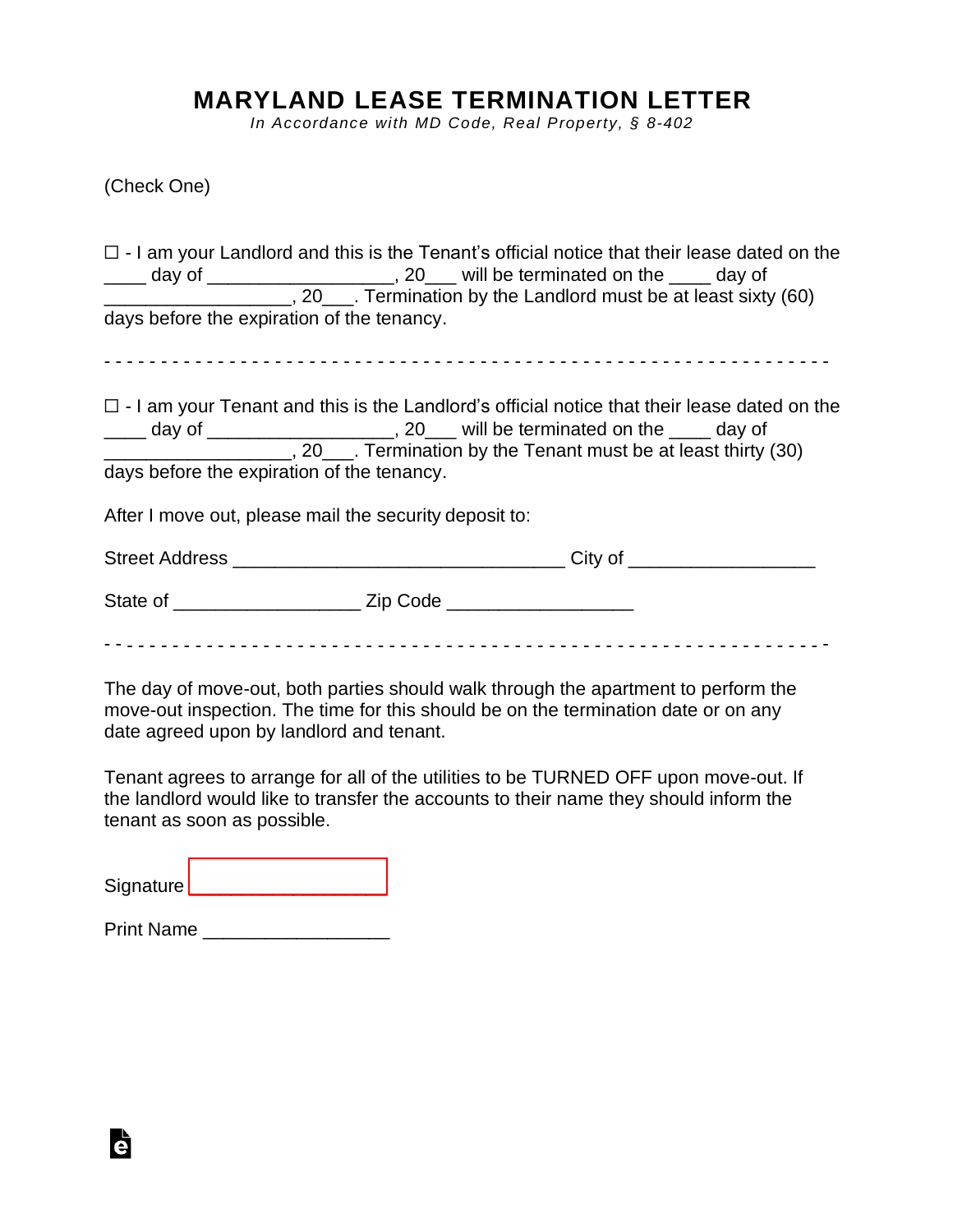# MARYLAND LEASE TERMINATION LETTER

*In Accordance with MD Code, Real Property, § 8-402*

(Check One)

☐ - I am your Landlord and this is the Tenant's official notice that their lease dated on the ____ day of __________________, 20___ will be terminated on the ____ day of __________________, 20___. Termination by the Landlord must be at least sixty (60) days before the expiration of the tenancy.

- - - - - - - - - - - - - - - - - - - - - - - - - - - - - - - - - - - - - - - - - - - - - - - - - - - - - - - - - - - - - - -

☐ - I am your Tenant and this is the Landlord's official notice that their lease dated on the ____ day of __________________, 20___ will be terminated on the ____ day of __________________, 20___. Termination by the Tenant must be at least thirty (30) days before the expiration of the tenancy.

After I move out, please mail the security deposit to:

Street Address ________________________________ City of __________________

State of __________________ Zip Code __________________

- - - - - - - - - - - - - - - - - - - - - - - - - - - - - - - - - - - - - - - - - - - - - - - - - - - - - - - - - - - - - - -

The day of move-out, both parties should walk through the apartment to perform the move-out inspection. The time for this should be on the termination date or on any date agreed upon by landlord and tenant.

Tenant agrees to arrange for all of the utilities to be TURNED OFF upon move-out. If the landlord would like to transfer the accounts to their name they should inform the tenant as soon as possible.

Signature ___________________

Print Name __________________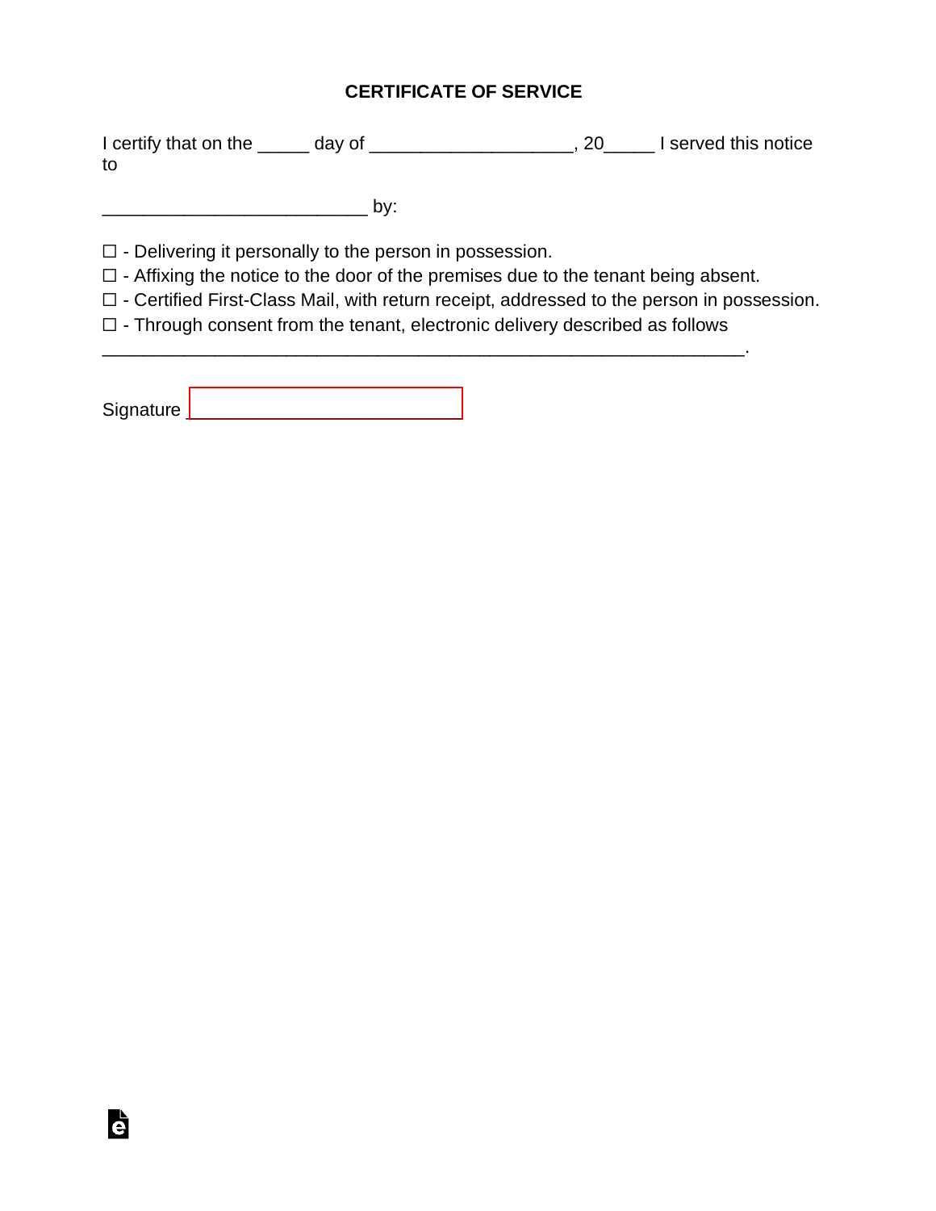# CERTIFICATE OF SERVICE

I certify that on the _____ day of ___________________, 20_____ I served this notice to

_________________________ by:

☐ - Delivering it personally to the person in possession.
☐ - Affixing the notice to the door of the premises due to the tenant being absent.
☐ - Certified First-Class Mail, with return receipt, addressed to the person in possession.
☐ - Through consent from the tenant, electronic delivery described as follows ____________________________________________________________.

Signature __________________________